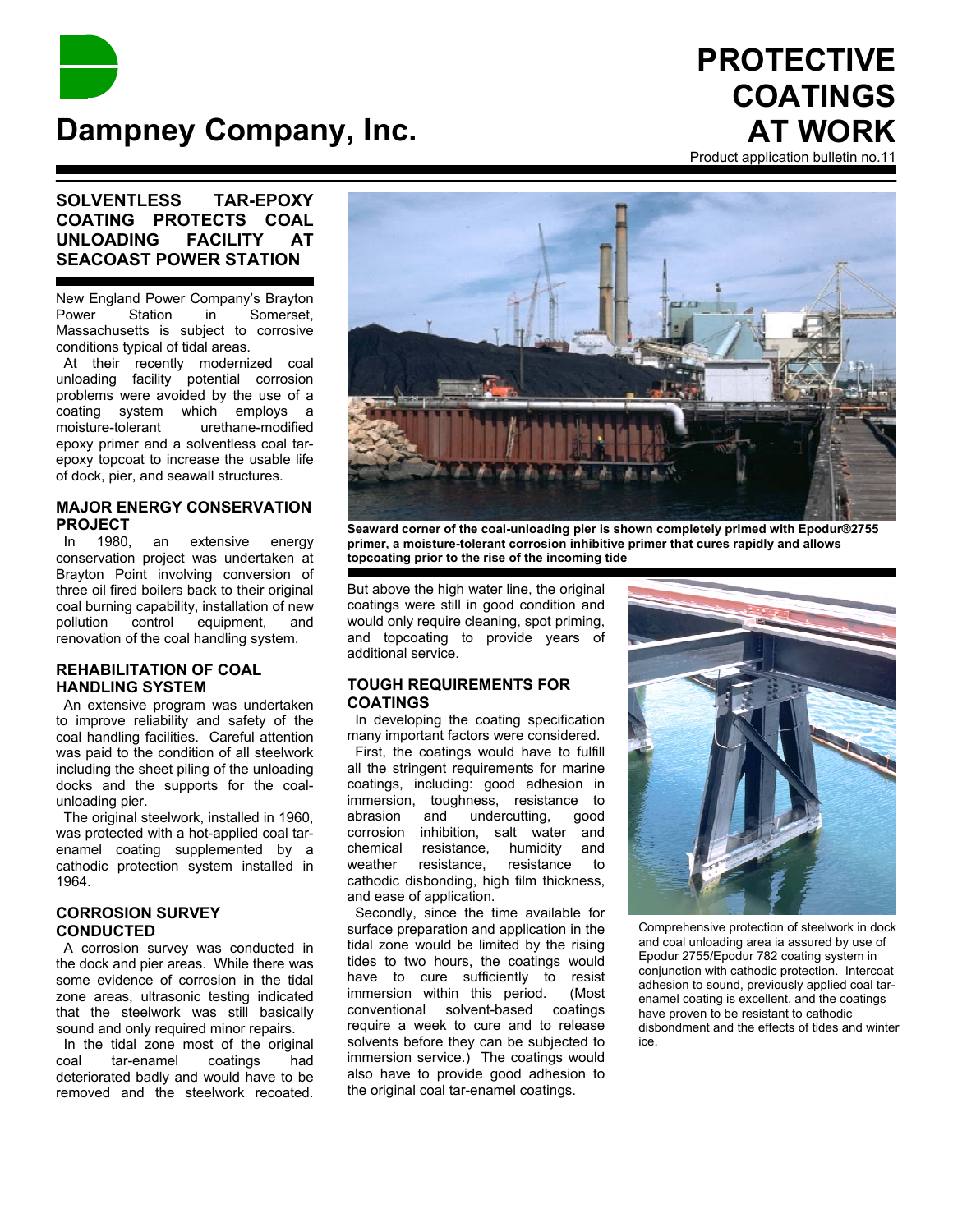# Dampney Company, Inc.

# PROTECTIVE COATINGS AT WORK

Product application bulletin no.11

## SOLVENTLESS TAR-EPOXY COATING PROTECTS COAL UNLOADING FACILITY AT SEACOAST POWER STATION

New England Power Company's Brayton Power Station in Somerset, Massachusetts is subject to corrosive conditions typical of tidal areas.

At their recently modernized coal unloading facility potential corrosion problems were avoided by the use of a coating system which employs a moisture-tolerant urethane-modified epoxy primer and a solventless coal tar-epoxy topcoat to increase the usable life of dock, pier, and seawall structures.

### MAJOR ENERGY CONSERVATION PROJECT

In 1980, an extensive energy conservation project was undertaken at Brayton Point involving conversion of three oil fired boilers back to their original coal burning capability, installation of new pollution control equipment, and renovation of the coal handling system.

### REHABILITATION OF COAL HANDLING SYSTEM

An extensive program was undertaken to improve reliability and safety of the coal handling facilities. Careful attention was paid to the condition of all steelwork including the sheet piling of the unloading docks and the supports for the coal-unloading pier.

The original steelwork, installed in 1960, was protected with a hot-applied coal tar-enamel coating supplemented by a cathodic protection system installed in 1964.

### CORROSION SURVEY CONDUCTED

A corrosion survey was conducted in the dock and pier areas. While there was some evidence of corrosion in the tidal zone areas, ultrasonic testing indicated that the steelwork was still basically sound and only required minor repairs.

In the tidal zone most of the original coal tar-enamel coatings had deteriorated badly and would have to be removed and the steelwork recoated.

**Seaward corner of the coal-unloading pier is shown completely primed with Epodur®2755 primer, a moisture-tolerant corrosion inhibitive primer that cures rapidly and allows topcoating prior to the rise of the incoming tide**

But above the high water line, the original coatings were still in good condition and would only require cleaning, spot priming, and topcoating to provide years of additional service.

### TOUGH REQUIREMENTS FOR COATINGS

In developing the coating specification many important factors were considered.

First, the coatings would have to fulfill all the stringent requirements for marine coatings, including: good adhesion in immersion, toughness, resistance to abrasion and undercutting, good corrosion inhibition, salt water and chemical resistance, humidity and weather resistance, resistance to cathodic disbonding, high film thickness, and ease of application.

Secondly, since the time available for surface preparation and application in the tidal zone would be limited by the rising tides to two hours, the coatings would have to cure sufficiently to resist immersion within this period. (Most conventional solvent-based coatings require a week to cure and to release solvents before they can be subjected to immersion service.) The coatings would also have to provide good adhesion to the original coal tar-enamel coatings.

Comprehensive protection of steelwork in dock and coal unloading area ia assured by use of Epodur 2755/Epodur 782 coating system in conjunction with cathodic protection. Intercoat adhesion to sound, previously applied coal tar-enamel coating is excellent, and the coatings have proven to be resistant to cathodic disbondment and the effects of tides and winter ice.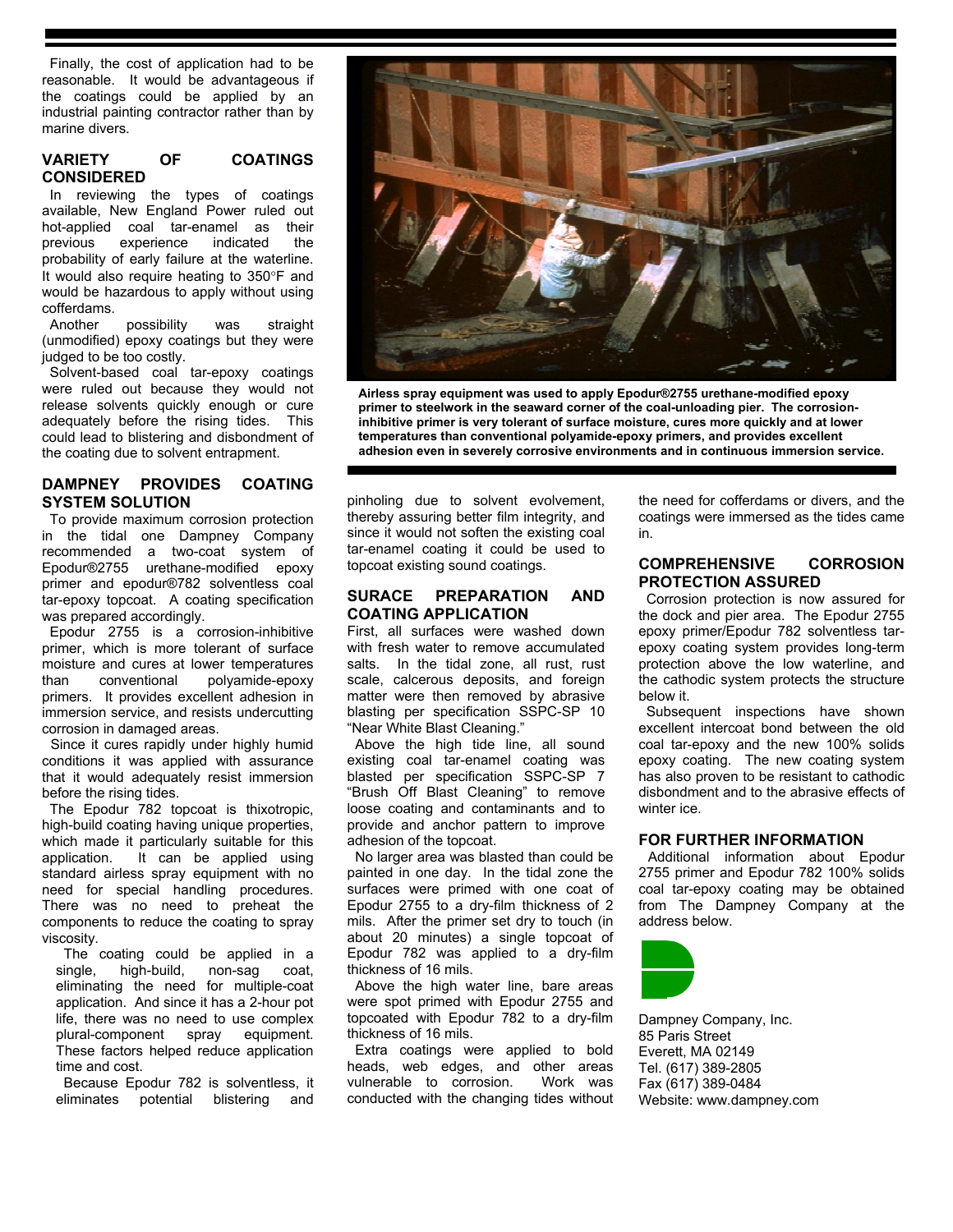Finally, the cost of application had to be reasonable. It would be advantageous if the coatings could be applied by an industrial painting contractor rather than by marine divers.

## VARIETY OF COATINGS CONSIDERED

In reviewing the types of coatings available, New England Power ruled out hot-applied coal tar-enamel as their previous experience indicated the probability of early failure at the waterline. It would also require heating to 350°F and would be hazardous to apply without using cofferdams.

Another possibility was straight (unmodified) epoxy coatings but they were judged to be too costly.

Solvent-based coal tar-epoxy coatings were ruled out because they would not release solvents quickly enough or cure adequately before the rising tides. This could lead to blistering and disbondment of the coating due to solvent entrapment.

## DAMPNEY PROVIDES COATING SYSTEM SOLUTION

To provide maximum corrosion protection in the tidal one Dampney Company recommended a two-coat system of Epodur®2755 urethane-modified epoxy primer and epodur®782 solventless coal tar-epoxy topcoat. A coating specification was prepared accordingly.

Epodur 2755 is a corrosion-inhibitive primer, which is more tolerant of surface moisture and cures at lower temperatures than conventional polyamide-epoxy primers. It provides excellent adhesion in immersion service, and resists undercutting corrosion in damaged areas.

Since it cures rapidly under highly humid conditions it was applied with assurance that it would adequately resist immersion before the rising tides.

The Epodur 782 topcoat is thixotropic, high-build coating having unique properties, which made it particularly suitable for this application. It can be applied using standard airless spray equipment with no need for special handling procedures. There was no need to preheat the components to reduce the coating to spray viscosity.

The coating could be applied in a single, high-build, non-sag coat, eliminating the need for multiple-coat application. And since it has a 2-hour pot life, there was no need to use complex plural-component spray equipment. These factors helped reduce application time and cost.

Because Epodur 782 is solventless, it eliminates potential blistering and pinholing due to solvent evolvement, thereby assuring better film integrity, and since it would not soften the existing coal tar-enamel coating it could be used to topcoat existing sound coatings.

Airless spray equipment was used to apply Epodur®2755 urethane-modified epoxy primer to steelwork in the seaward corner of the coal-unloading pier. The corrosion-inhibitive primer is very tolerant of surface moisture, cures more quickly and at lower temperatures than conventional polyamide-epoxy primers, and provides excellent adhesion even in severely corrosive environments and in continuous immersion service.

## SURACE PREPARATION AND COATING APPLICATION

First, all surfaces were washed down with fresh water to remove accumulated salts. In the tidal zone, all rust, rust scale, calcerous deposits, and foreign matter were then removed by abrasive blasting per specification SSPC-SP 10 "Near White Blast Cleaning."

Above the high tide line, all sound existing coal tar-enamel coating was blasted per specification SSPC-SP 7 "Brush Off Blast Cleaning" to remove loose coating and contaminants and to provide and anchor pattern to improve adhesion of the topcoat.

No larger area was blasted than could be painted in one day. In the tidal zone the surfaces were primed with one coat of Epodur 2755 to a dry-film thickness of 2 mils. After the primer set dry to touch (in about 20 minutes) a single topcoat of Epodur 782 was applied to a dry-film thickness of 16 mils.

Above the high water line, bare areas were spot primed with Epodur 2755 and topcoated with Epodur 782 to a dry-film thickness of 16 mils.

Extra coatings were applied to bold heads, web edges, and other areas vulnerable to corrosion. Work was conducted with the changing tides without the need for cofferdams or divers, and the coatings were immersed as the tides came in.

## COMPREHENSIVE CORROSION PROTECTION ASSURED

Corrosion protection is now assured for the dock and pier area. The Epodur 2755 epoxy primer/Epodur 782 solventless tar-epoxy coating system provides long-term protection above the low waterline, and the cathodic system protects the structure below it.

Subsequent inspections have shown excellent intercoat bond between the old coal tar-epoxy and the new 100% solids epoxy coating. The new coating system has also proven to be resistant to cathodic disbondment and to the abrasive effects of winter ice.

## FOR FURTHER INFORMATION

Additional information about Epodur 2755 primer and Epodur 782 100% solids coal tar-epoxy coating may be obtained from The Dampney Company at the address below.

Dampney Company, Inc.
85 Paris Street
Everett, MA 02149
Tel. (617) 389-2805
Fax (617) 389-0484
Website: www.dampney.com